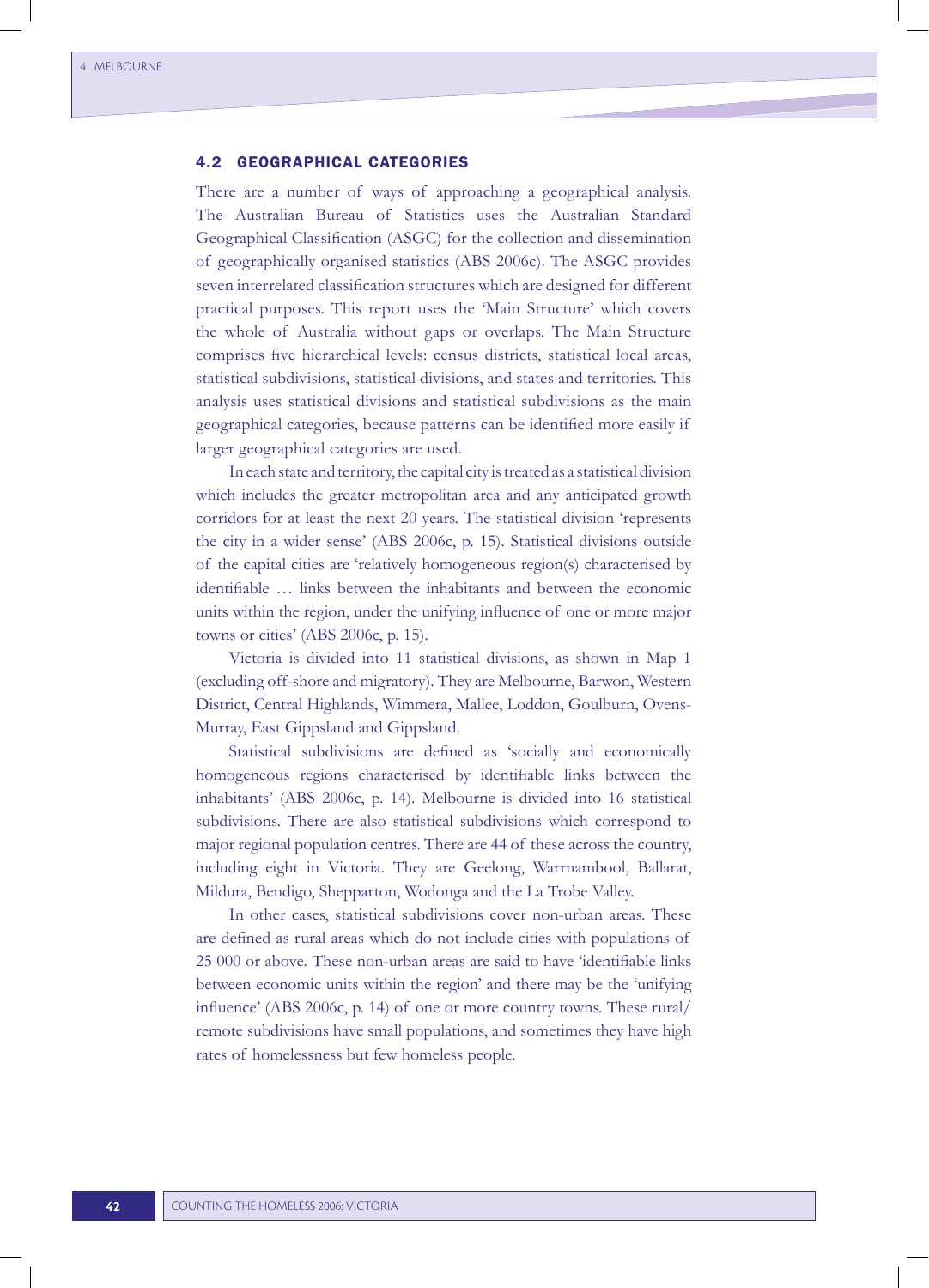## 4.2 GEOGRAPHICAL CATEGORIES

There are a number of ways of approaching a geographical analysis. The Australian Bureau of Statistics uses the Australian Standard Geographical Classification (ASGC) for the collection and dissemination of geographically organised statistics (ABS 2006c). The ASGC provides seven interrelated classification structures which are designed for different practical purposes. This report uses the 'Main Structure' which covers the whole of Australia without gaps or overlaps. The Main Structure comprises five hierarchical levels: census districts, statistical local areas, statistical subdivisions, statistical divisions, and states and territories. This analysis uses statistical divisions and statistical subdivisions as the main geographical categories, because patterns can be identified more easily if larger geographical categories are used.

In each state and territory, the capital city is treated as a statistical division which includes the greater metropolitan area and any anticipated growth corridors for at least the next 20 years. The statistical division 'represents the city in a wider sense' (ABS 2006c, p. 15). Statistical divisions outside of the capital cities are 'relatively homogeneous region(s) characterised by identifiable … links between the inhabitants and between the economic units within the region, under the unifying influence of one or more major towns or cities' (ABS 2006c, p. 15).

Victoria is divided into 11 statistical divisions, as shown in Map 1 (excluding off-shore and migratory). They are Melbourne, Barwon, Western District, Central Highlands, Wimmera, Mallee, Loddon, Goulburn, Ovens-Murray, East Gippsland and Gippsland.

Statistical subdivisions are defined as 'socially and economically homogeneous regions characterised by identifiable links between the inhabitants' (ABS 2006c, p. 14). Melbourne is divided into 16 statistical subdivisions. There are also statistical subdivisions which correspond to major regional population centres. There are 44 of these across the country, including eight in Victoria. They are Geelong, Warrnambool, Ballarat, Mildura, Bendigo, Shepparton, Wodonga and the La Trobe Valley.

In other cases, statistical subdivisions cover non-urban areas. These are defined as rural areas which do not include cities with populations of 25 000 or above. These non-urban areas are said to have 'identifiable links between economic units within the region' and there may be the 'unifying influence' (ABS 2006c, p. 14) of one or more country towns. These rural/remote subdivisions have small populations, and sometimes they have high rates of homelessness but few homeless people.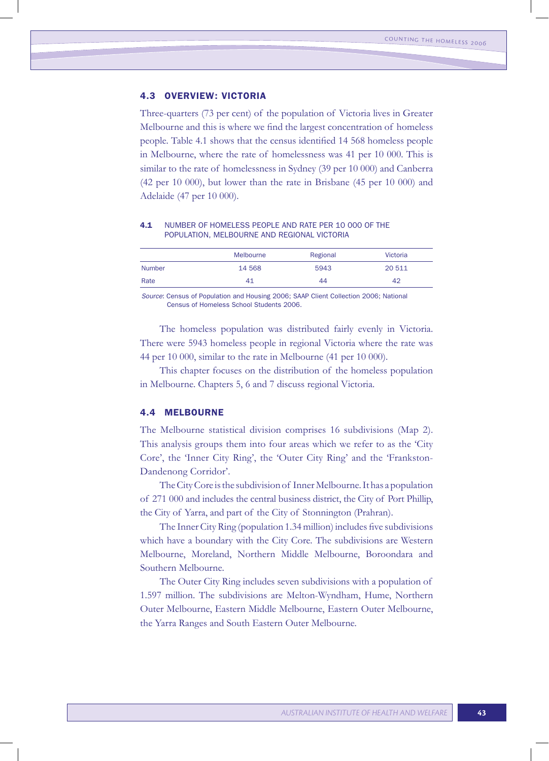## 4.3 OVERVIEW: VICTORIA

Three-quarters (73 per cent) of the population of Victoria lives in Greater Melbourne and this is where we find the largest concentration of homeless people. Table 4.1 shows that the census identified 14 568 homeless people in Melbourne, where the rate of homelessness was 41 per 10 000. This is similar to the rate of homelessness in Sydney (39 per 10 000) and Canberra (42 per 10 000), but lower than the rate in Brisbane (45 per 10 000) and Adelaide (47 per 10 000).

**4.1** NUMBER OF HOMELESS PEOPLE AND RATE PER 10 000 OF THE POPULATION, MELBOURNE AND REGIONAL VICTORIA

| | Melbourne | Regional | Victoria |
|---|---|---|---|
| Number | 14 568 | 5943 | 20 511 |
| Rate | 41 | 44 | 42 |

*Source*: Census of Population and Housing 2006; SAAP Client Collection 2006; National Census of Homeless School Students 2006.

The homeless population was distributed fairly evenly in Victoria. There were 5943 homeless people in regional Victoria where the rate was 44 per 10 000, similar to the rate in Melbourne (41 per 10 000).

This chapter focuses on the distribution of the homeless population in Melbourne. Chapters 5, 6 and 7 discuss regional Victoria.

## 4.4 MELBOURNE

The Melbourne statistical division comprises 16 subdivisions (Map 2). This analysis groups them into four areas which we refer to as the 'City Core', the 'Inner City Ring', the 'Outer City Ring' and the 'Frankston-Dandenong Corridor'.

The City Core is the subdivision of Inner Melbourne. It has a population of 271 000 and includes the central business district, the City of Port Phillip, the City of Yarra, and part of the City of Stonnington (Prahran).

The Inner City Ring (population 1.34 million) includes five subdivisions which have a boundary with the City Core. The subdivisions are Western Melbourne, Moreland, Northern Middle Melbourne, Boroondara and Southern Melbourne.

The Outer City Ring includes seven subdivisions with a population of 1.597 million. The subdivisions are Melton-Wyndham, Hume, Northern Outer Melbourne, Eastern Middle Melbourne, Eastern Outer Melbourne, the Yarra Ranges and South Eastern Outer Melbourne.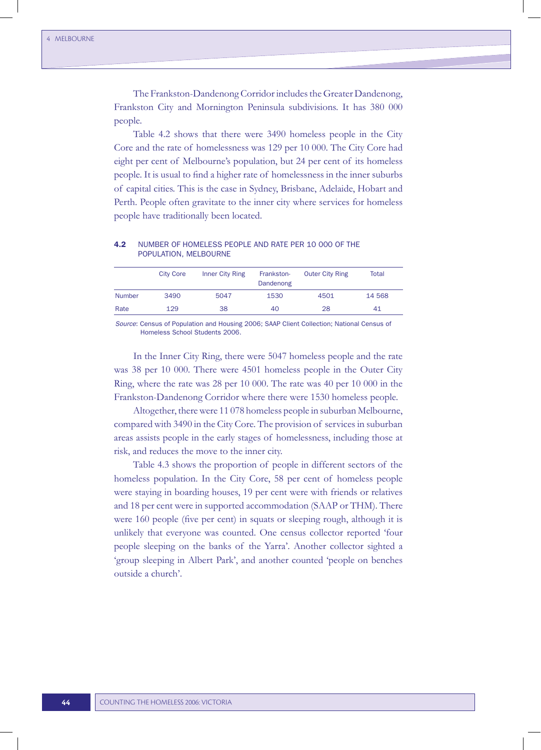The Frankston-Dandenong Corridor includes the Greater Dandenong, Frankston City and Mornington Peninsula subdivisions. It has 380 000 people.

Table 4.2 shows that there were 3490 homeless people in the City Core and the rate of homelessness was 129 per 10 000. The City Core had eight per cent of Melbourne's population, but 24 per cent of its homeless people. It is usual to find a higher rate of homelessness in the inner suburbs of capital cities. This is the case in Sydney, Brisbane, Adelaide, Hobart and Perth. People often gravitate to the inner city where services for homeless people have traditionally been located.

**4.2** NUMBER OF HOMELESS PEOPLE AND RATE PER 10 000 OF THE POPULATION, MELBOURNE

| | City Core | Inner City Ring | Frankston-Dandenong | Outer City Ring | Total |
|---|---|---|---|---|---|
| Number | 3490 | 5047 | 1530 | 4501 | 14 568 |
| Rate | 129 | 38 | 40 | 28 | 41 |

*Source*: Census of Population and Housing 2006; SAAP Client Collection; National Census of Homeless School Students 2006.

In the Inner City Ring, there were 5047 homeless people and the rate was 38 per 10 000. There were 4501 homeless people in the Outer City Ring, where the rate was 28 per 10 000. The rate was 40 per 10 000 in the Frankston-Dandenong Corridor where there were 1530 homeless people.

Altogether, there were 11 078 homeless people in suburban Melbourne, compared with 3490 in the City Core. The provision of services in suburban areas assists people in the early stages of homelessness, including those at risk, and reduces the move to the inner city.

Table 4.3 shows the proportion of people in different sectors of the homeless population. In the City Core, 58 per cent of homeless people were staying in boarding houses, 19 per cent were with friends or relatives and 18 per cent were in supported accommodation (SAAP or THM). There were 160 people (five per cent) in squats or sleeping rough, although it is unlikely that everyone was counted. One census collector reported 'four people sleeping on the banks of the Yarra'. Another collector sighted a 'group sleeping in Albert Park', and another counted 'people on benches outside a church'.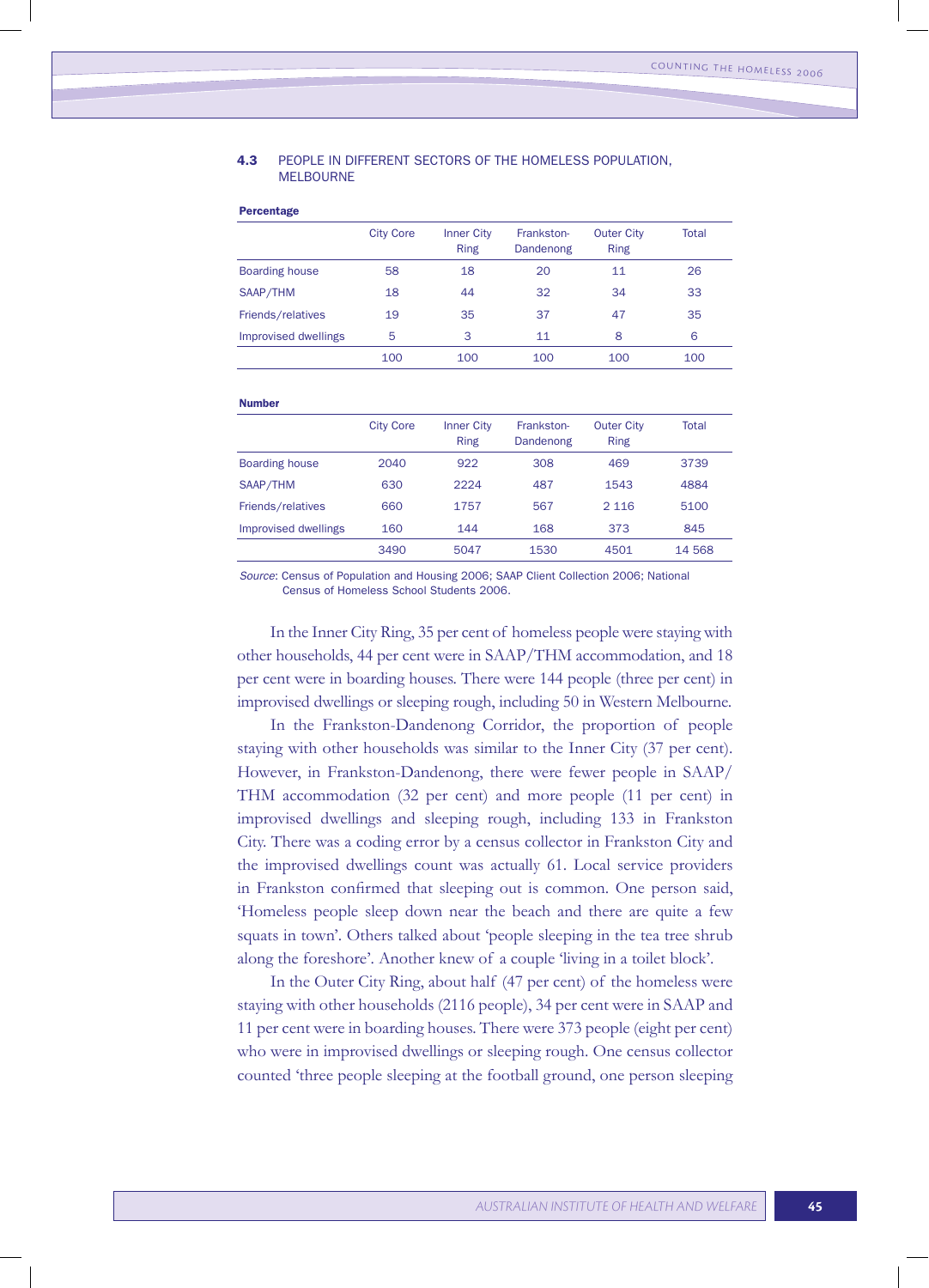**4.3 PEOPLE IN DIFFERENT SECTORS OF THE HOMELESS POPULATION, MELBOURNE**

**Percentage**

| | City Core | Inner City Ring | Frankston-Dandenong | Outer City Ring | Total |
|---|---|---|---|---|---|
| Boarding house | 58 | 18 | 20 | 11 | 26 |
| SAAP/THM | 18 | 44 | 32 | 34 | 33 |
| Friends/relatives | 19 | 35 | 37 | 47 | 35 |
| Improvised dwellings | 5 | 3 | 11 | 8 | 6 |
| | 100 | 100 | 100 | 100 | 100 |

**Number**

| | City Core | Inner City Ring | Frankston-Dandenong | Outer City Ring | Total |
|---|---|---|---|---|---|
| Boarding house | 2040 | 922 | 308 | 469 | 3739 |
| SAAP/THM | 630 | 2224 | 487 | 1543 | 4884 |
| Friends/relatives | 660 | 1757 | 567 | 2 116 | 5100 |
| Improvised dwellings | 160 | 144 | 168 | 373 | 845 |
| | 3490 | 5047 | 1530 | 4501 | 14 568 |

*Source*: Census of Population and Housing 2006; SAAP Client Collection 2006; National Census of Homeless School Students 2006.

In the Inner City Ring, 35 per cent of homeless people were staying with other households, 44 per cent were in SAAP/THM accommodation, and 18 per cent were in boarding houses. There were 144 people (three per cent) in improvised dwellings or sleeping rough, including 50 in Western Melbourne.

In the Frankston-Dandenong Corridor, the proportion of people staying with other households was similar to the Inner City (37 per cent). However, in Frankston-Dandenong, there were fewer people in SAAP/THM accommodation (32 per cent) and more people (11 per cent) in improvised dwellings and sleeping rough, including 133 in Frankston City. There was a coding error by a census collector in Frankston City and the improvised dwellings count was actually 61. Local service providers in Frankston confirmed that sleeping out is common. One person said, 'Homeless people sleep down near the beach and there are quite a few squats in town'. Others talked about 'people sleeping in the tea tree shrub along the foreshore'. Another knew of a couple 'living in a toilet block'.

In the Outer City Ring, about half (47 per cent) of the homeless were staying with other households (2116 people), 34 per cent were in SAAP and 11 per cent were in boarding houses. There were 373 people (eight per cent) who were in improvised dwellings or sleeping rough. One census collector counted 'three people sleeping at the football ground, one person sleeping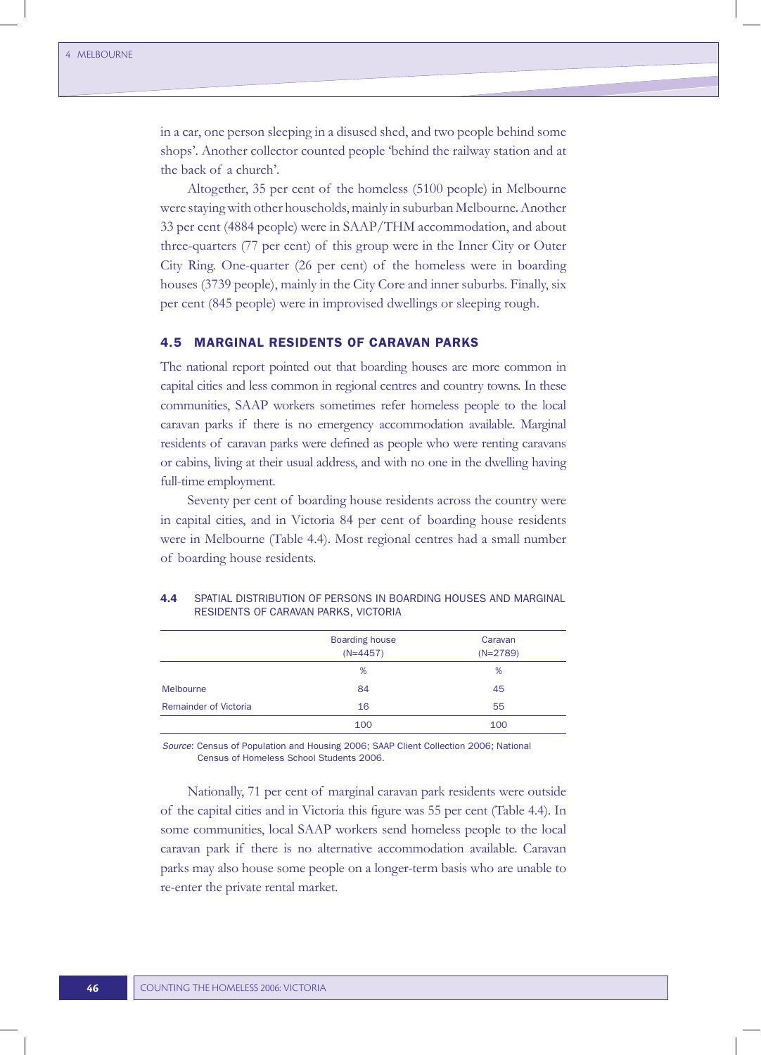in a car, one person sleeping in a disused shed, and two people behind some shops'. Another collector counted people 'behind the railway station and at the back of a church'.

Altogether, 35 per cent of the homeless (5100 people) in Melbourne were staying with other households, mainly in suburban Melbourne. Another 33 per cent (4884 people) were in SAAP/THM accommodation, and about three-quarters (77 per cent) of this group were in the Inner City or Outer City Ring. One-quarter (26 per cent) of the homeless were in boarding houses (3739 people), mainly in the City Core and inner suburbs. Finally, six per cent (845 people) were in improvised dwellings or sleeping rough.

## 4.5 MARGINAL RESIDENTS OF CARAVAN PARKS

The national report pointed out that boarding houses are more common in capital cities and less common in regional centres and country towns. In these communities, SAAP workers sometimes refer homeless people to the local caravan parks if there is no emergency accommodation available. Marginal residents of caravan parks were defined as people who were renting caravans or cabins, living at their usual address, and with no one in the dwelling having full-time employment.

Seventy per cent of boarding house residents across the country were in capital cities, and in Victoria 84 per cent of boarding house residents were in Melbourne (Table 4.4). Most regional centres had a small number of boarding house residents.

**4.4** SPATIAL DISTRIBUTION OF PERSONS IN BOARDING HOUSES AND MARGINAL RESIDENTS OF CARAVAN PARKS, VICTORIA

| | Boarding house (N=4457) | Caravan (N=2789) |
|---|---|---|
| | % | % |
| Melbourne | 84 | 45 |
| Remainder of Victoria | 16 | 55 |
| | 100 | 100 |

*Source*: Census of Population and Housing 2006; SAAP Client Collection 2006; National Census of Homeless School Students 2006.

Nationally, 71 per cent of marginal caravan park residents were outside of the capital cities and in Victoria this figure was 55 per cent (Table 4.4). In some communities, local SAAP workers send homeless people to the local caravan park if there is no alternative accommodation available. Caravan parks may also house some people on a longer-term basis who are unable to re-enter the private rental market.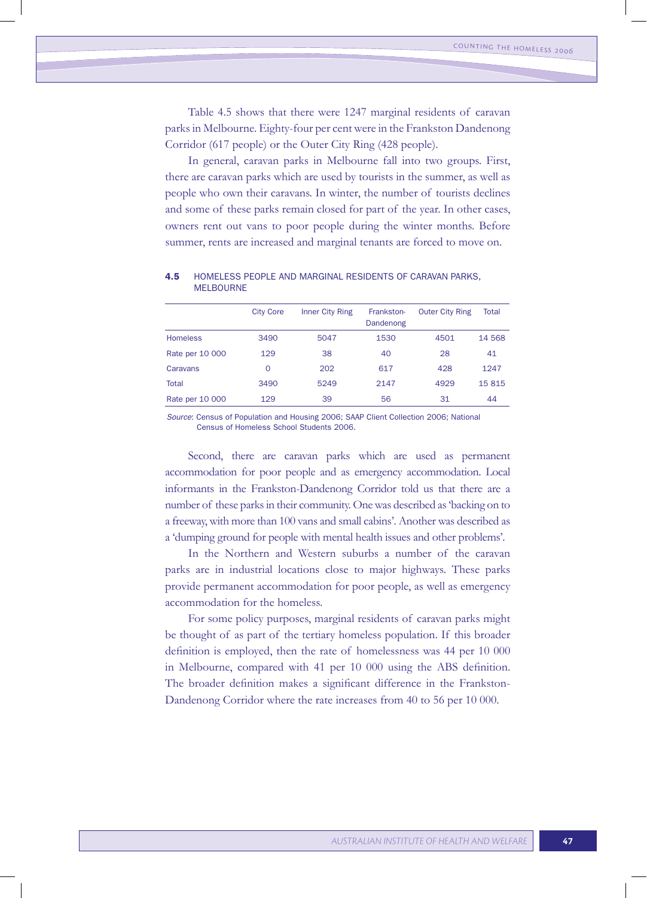Table 4.5 shows that there were 1247 marginal residents of caravan parks in Melbourne. Eighty-four per cent were in the Frankston Dandenong Corridor (617 people) or the Outer City Ring (428 people).

In general, caravan parks in Melbourne fall into two groups. First, there are caravan parks which are used by tourists in the summer, as well as people who own their caravans. In winter, the number of tourists declines and some of these parks remain closed for part of the year. In other cases, owners rent out vans to poor people during the winter months. Before summer, rents are increased and marginal tenants are forced to move on.

**4.5** HOMELESS PEOPLE AND MARGINAL RESIDENTS OF CARAVAN PARKS, MELBOURNE

| | City Core | Inner City Ring | Frankston-Dandenong | Outer City Ring | Total |
|---|---|---|---|---|---|
| Homeless | 3490 | 5047 | 1530 | 4501 | 14 568 |
| Rate per 10 000 | 129 | 38 | 40 | 28 | 41 |
| Caravans | 0 | 202 | 617 | 428 | 1247 |
| Total | 3490 | 5249 | 2147 | 4929 | 15 815 |
| Rate per 10 000 | 129 | 39 | 56 | 31 | 44 |

*Source*: Census of Population and Housing 2006; SAAP Client Collection 2006; National Census of Homeless School Students 2006.

Second, there are caravan parks which are used as permanent accommodation for poor people and as emergency accommodation. Local informants in the Frankston-Dandenong Corridor told us that there are a number of these parks in their community. One was described as 'backing on to a freeway, with more than 100 vans and small cabins'. Another was described as a 'dumping ground for people with mental health issues and other problems'.

In the Northern and Western suburbs a number of the caravan parks are in industrial locations close to major highways. These parks provide permanent accommodation for poor people, as well as emergency accommodation for the homeless.

For some policy purposes, marginal residents of caravan parks might be thought of as part of the tertiary homeless population. If this broader definition is employed, then the rate of homelessness was 44 per 10 000 in Melbourne, compared with 41 per 10 000 using the ABS definition. The broader definition makes a significant difference in the Frankston-Dandenong Corridor where the rate increases from 40 to 56 per 10 000.